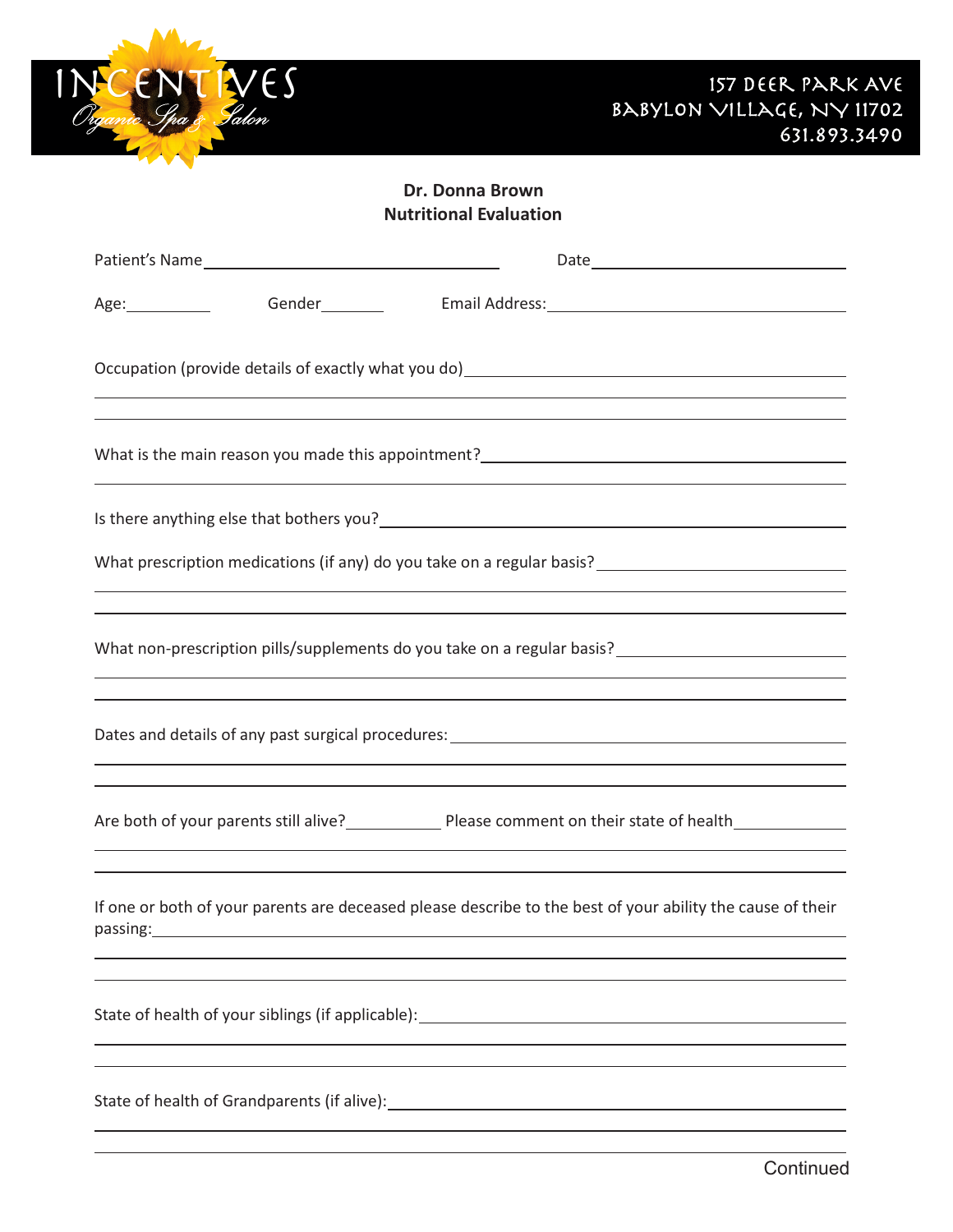INCENTIVES
Organic Spa & Salon

157 DEER PARK AVE
BABYLON VILLAGE, NY 11702
631.893.3490

**Dr. Donna Brown**
**Nutritional Evaluation**

Patient's Name ______________________ Date ______________________

Age: __________ Gender _______ Email Address: ______________________

Occupation (provide details of exactly what you do) ______________________

What is the main reason you made this appointment? ______________________

Is there anything else that bothers you? ______________________

What prescription medications (if any) do you take on a regular basis? ______________________

What non-prescription pills/supplements do you take on a regular basis? ______________________

Dates and details of any past surgical procedures: ______________________

Are both of your parents still alive? __________ Please comment on their state of health ______________________

If one or both of your parents are deceased please describe to the best of your ability the cause of their passing: ______________________

State of health of your siblings (if applicable): ______________________

State of health of Grandparents (if alive): ______________________

Continued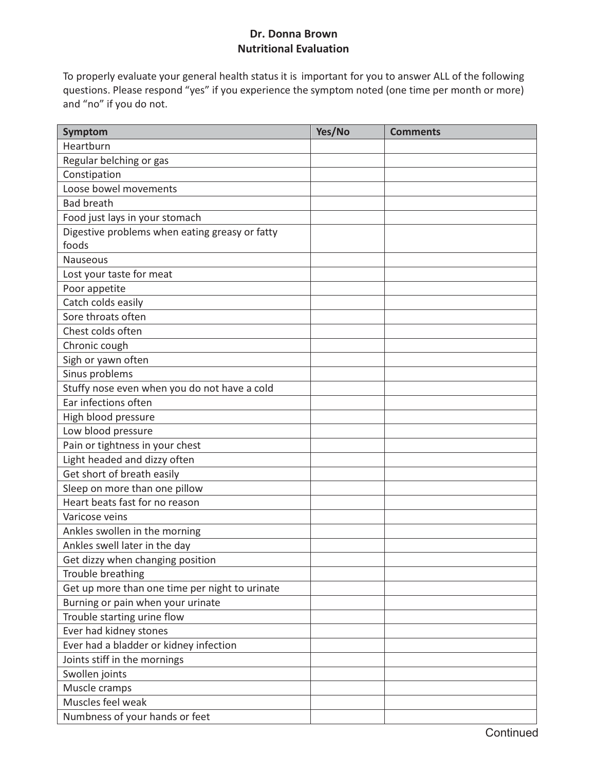**Dr. Donna Brown**
**Nutritional Evaluation**

To properly evaluate your general health status it is important for you to answer ALL of the following questions. Please respond "yes" if you experience the symptom noted (one time per month or more) and "no" if you do not.

| Symptom | Yes/No | Comments |
|---|---|---|
| Heartburn | | |
| Regular belching or gas | | |
| Constipation | | |
| Loose bowel movements | | |
| Bad breath | | |
| Food just lays in your stomach | | |
| Digestive problems when eating greasy or fatty foods | | |
| Nauseous | | |
| Lost your taste for meat | | |
| Poor appetite | | |
| Catch colds easily | | |
| Sore throats often | | |
| Chest colds often | | |
| Chronic cough | | |
| Sigh or yawn often | | |
| Sinus problems | | |
| Stuffy nose even when you do not have a cold | | |
| Ear infections often | | |
| High blood pressure | | |
| Low blood pressure | | |
| Pain or tightness in your chest | | |
| Light headed and dizzy often | | |
| Get short of breath easily | | |
| Sleep on more than one pillow | | |
| Heart beats fast for no reason | | |
| Varicose veins | | |
| Ankles swollen in the morning | | |
| Ankles swell later in the day | | |
| Get dizzy when changing position | | |
| Trouble breathing | | |
| Get up more than one time per night to urinate | | |
| Burning or pain when your urinate | | |
| Trouble starting urine flow | | |
| Ever had kidney stones | | |
| Ever had a bladder or kidney infection | | |
| Joints stiff in the mornings | | |
| Swollen joints | | |
| Muscle cramps | | |
| Muscles feel weak | | |
| Numbness of your hands or feet | | |

Continued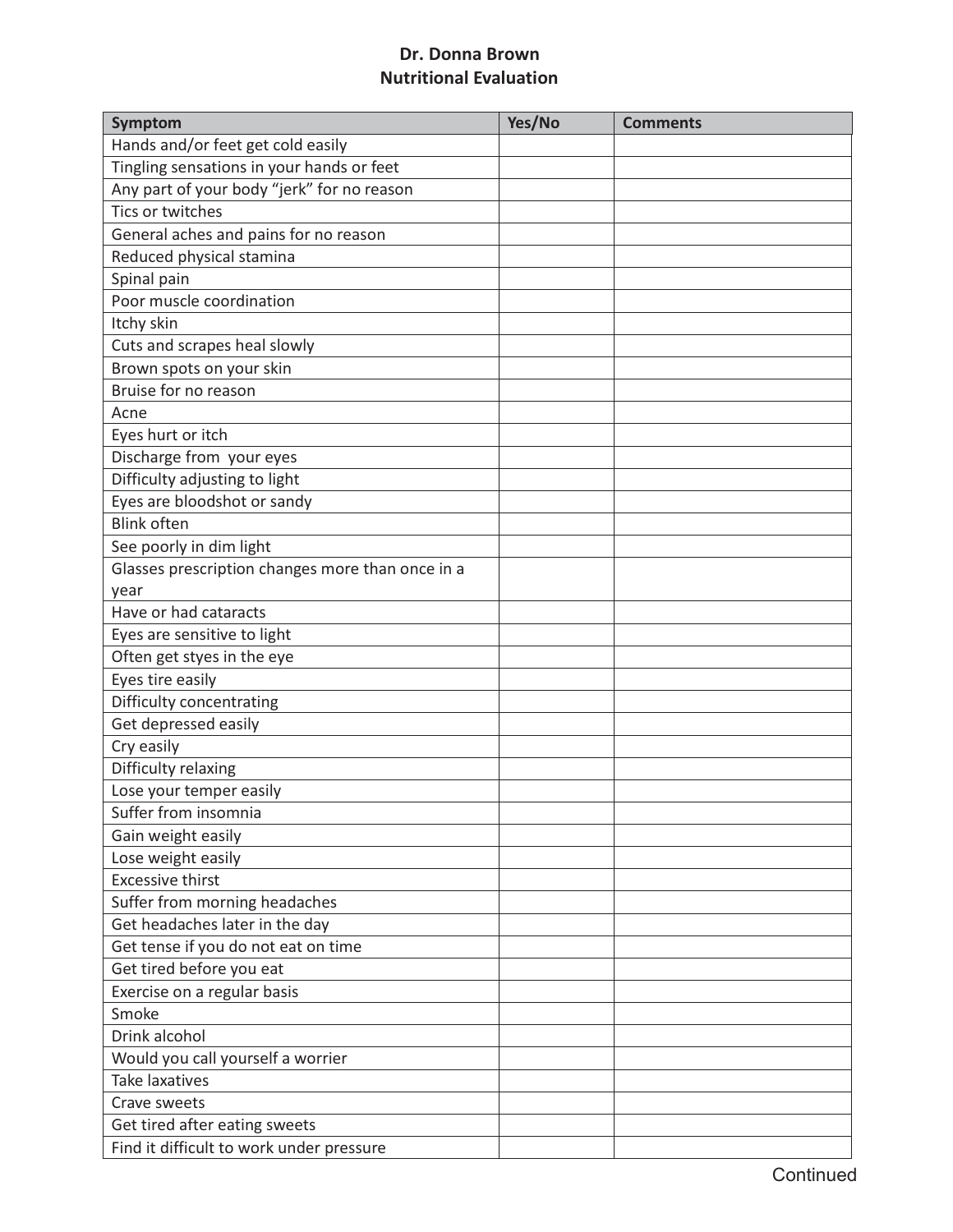**Dr. Donna Brown**
**Nutritional Evaluation**

| Symptom | Yes/No | Comments |
| --- | --- | --- |
| Hands and/or feet get cold easily | | |
| Tingling sensations in your hands or feet | | |
| Any part of your body "jerk" for no reason | | |
| Tics or twitches | | |
| General aches and pains for no reason | | |
| Reduced physical stamina | | |
| Spinal pain | | |
| Poor muscle coordination | | |
| Itchy skin | | |
| Cuts and scrapes heal slowly | | |
| Brown spots on your skin | | |
| Bruise for no reason | | |
| Acne | | |
| Eyes hurt or itch | | |
| Discharge from your eyes | | |
| Difficulty adjusting to light | | |
| Eyes are bloodshot or sandy | | |
| Blink often | | |
| See poorly in dim light | | |
| Glasses prescription changes more than once in a year | | |
| Have or had cataracts | | |
| Eyes are sensitive to light | | |
| Often get styes in the eye | | |
| Eyes tire easily | | |
| Difficulty concentrating | | |
| Get depressed easily | | |
| Cry easily | | |
| Difficulty relaxing | | |
| Lose your temper easily | | |
| Suffer from insomnia | | |
| Gain weight easily | | |
| Lose weight easily | | |
| Excessive thirst | | |
| Suffer from morning headaches | | |
| Get headaches later in the day | | |
| Get tense if you do not eat on time | | |
| Get tired before you eat | | |
| Exercise on a regular basis | | |
| Smoke | | |
| Drink alcohol | | |
| Would you call yourself a worrier | | |
| Take laxatives | | |
| Crave sweets | | |
| Get tired after eating sweets | | |
| Find it difficult to work under pressure | | |

Continued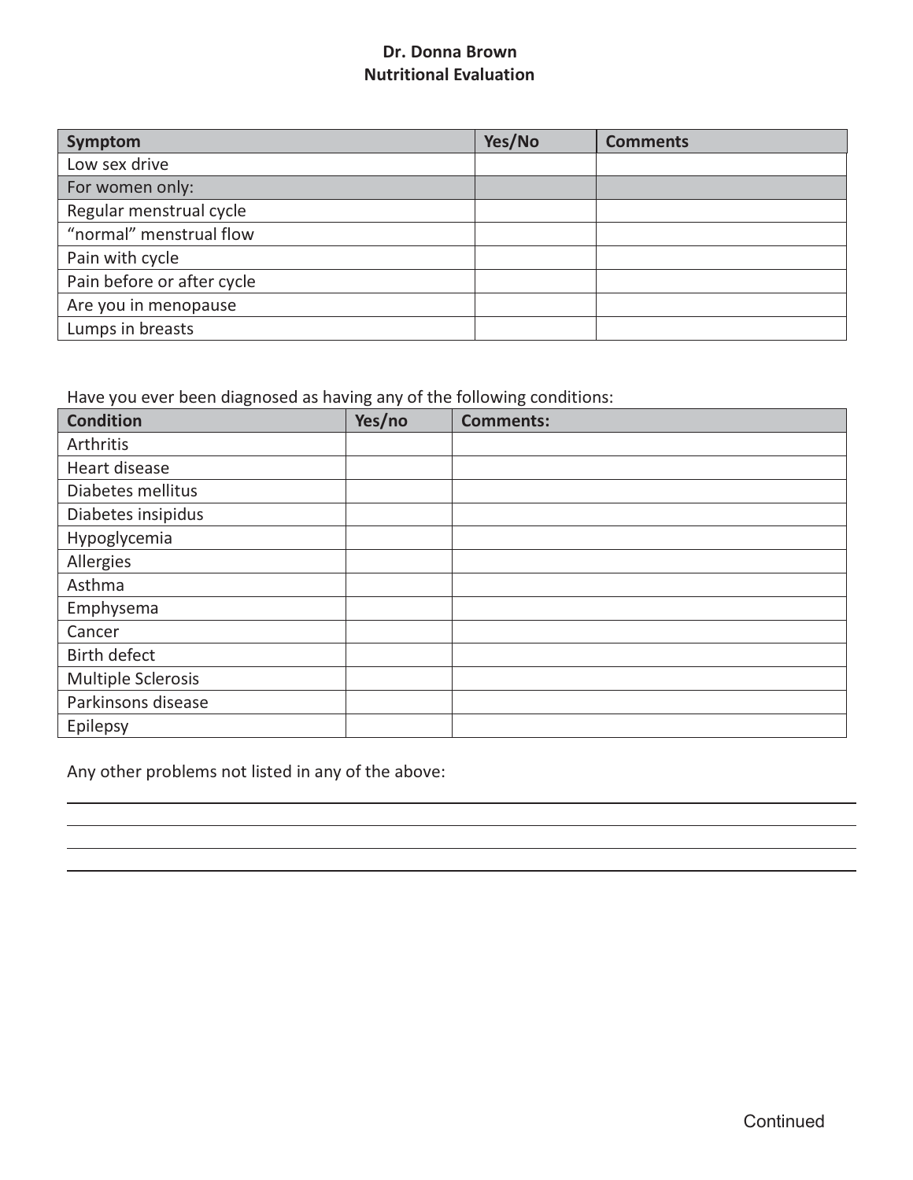## Dr. Donna Brown
## Nutritional Evaluation

| Symptom | Yes/No | Comments |
|---|---|---|
| Low sex drive | | |
| For women only: | | |
| Regular menstrual cycle | | |
| “normal” menstrual flow | | |
| Pain with cycle | | |
| Pain before or after cycle | | |
| Are you in menopause | | |
| Lumps in breasts | | |

Have you ever been diagnosed as having any of the following conditions:

| Condition | Yes/no | Comments: |
|---|---|---|
| Arthritis | | |
| Heart disease | | |
| Diabetes mellitus | | |
| Diabetes insipidus | | |
| Hypoglycemia | | |
| Allergies | | |
| Asthma | | |
| Emphysema | | |
| Cancer | | |
| Birth defect | | |
| Multiple Sclerosis | | |
| Parkinsons disease | | |
| Epilepsy | | |

Any other problems not listed in any of the above:

_______________________________________________

_______________________________________________

_______________________________________________

Continued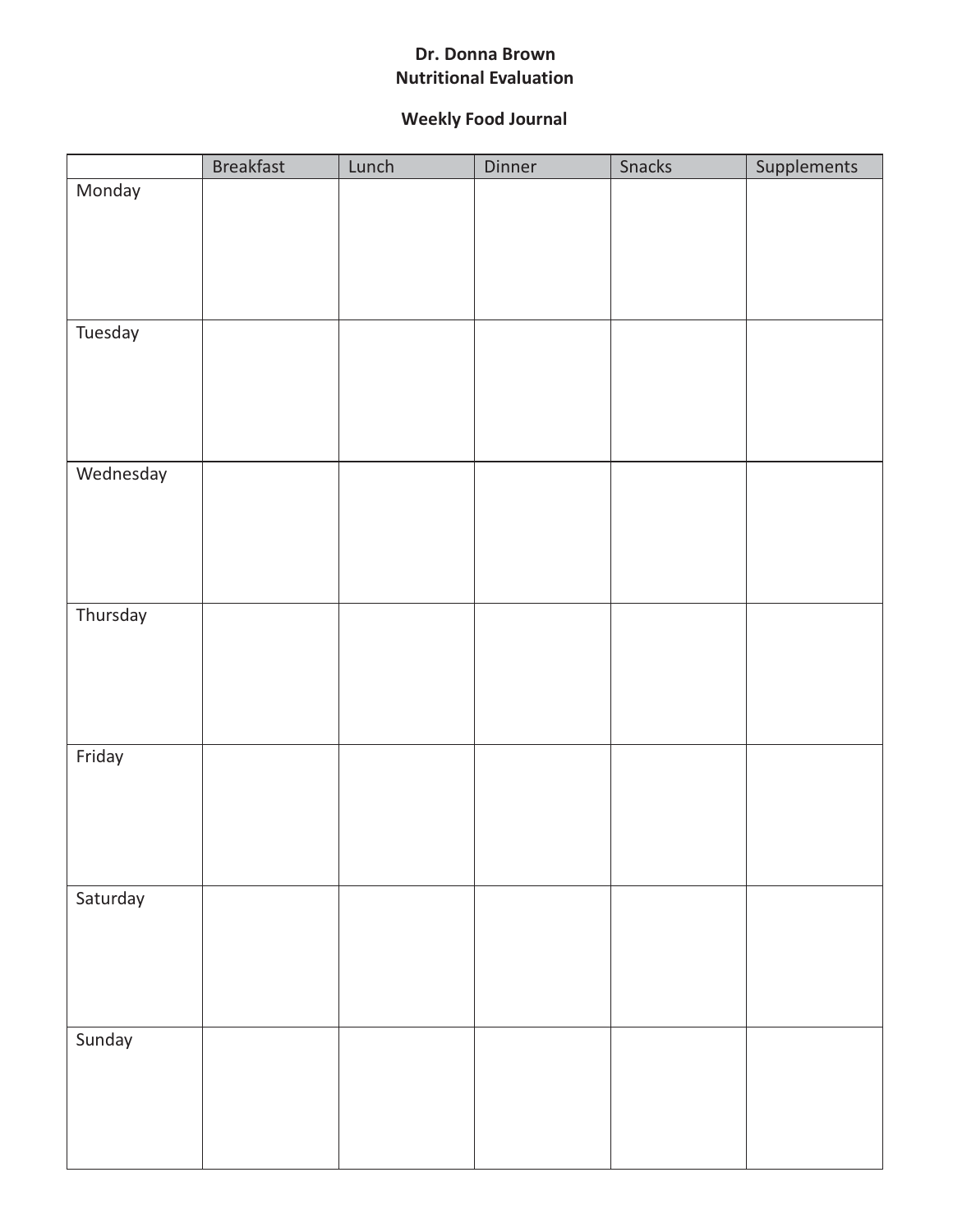**Dr. Donna Brown**
**Nutritional Evaluation**

**Weekly Food Journal**

| | Breakfast | Lunch | Dinner | Snacks | Supplements |
|---|---|---|---|---|---|
| Monday | | | | | |
| Tuesday | | | | | |
| Wednesday | | | | | |
| Thursday | | | | | |
| Friday | | | | | |
| Saturday | | | | | |
| Sunday | | | | | |